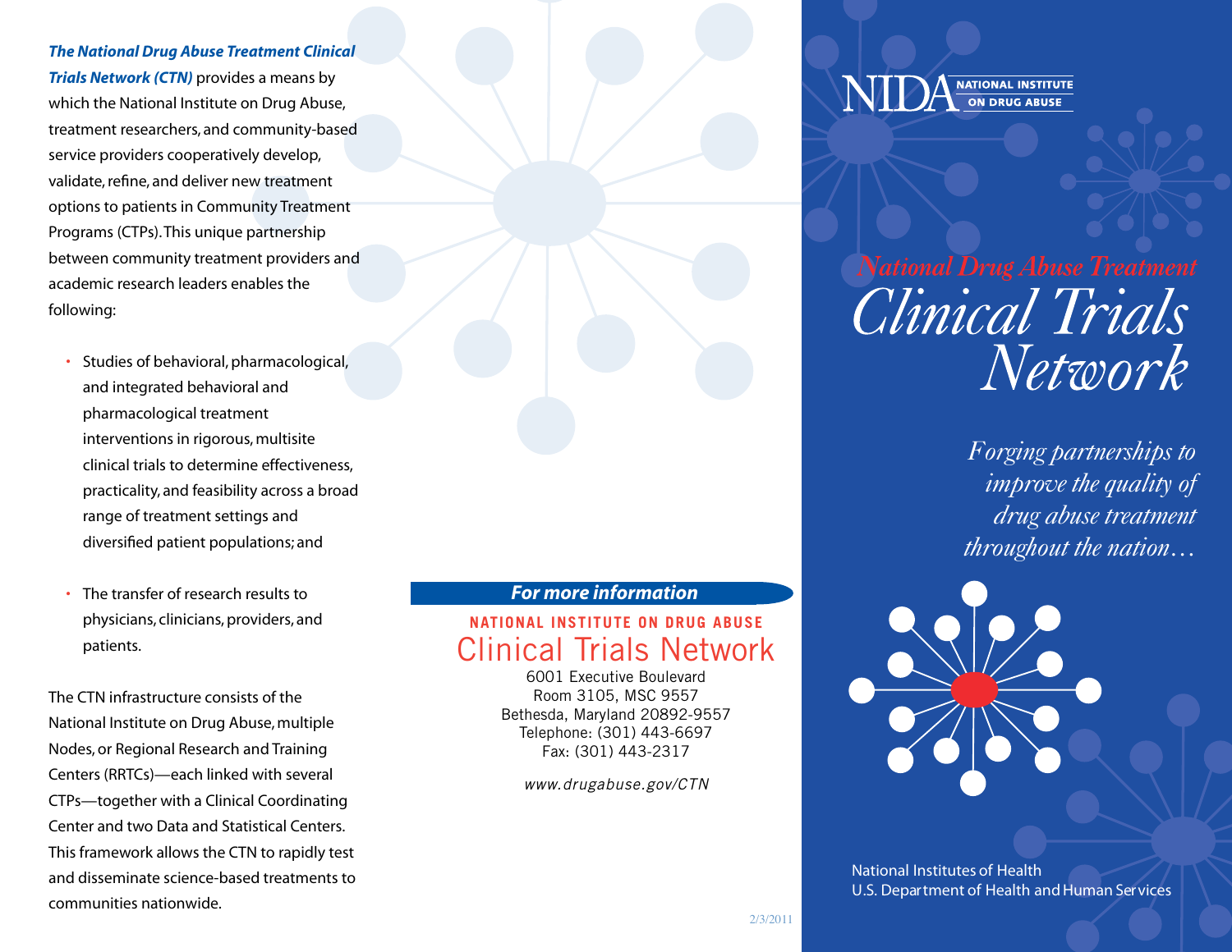***The National Drug Abuse Treatment Clinical Trials Network (CTN)*** provides a means by which the National Institute on Drug Abuse, treatment researchers, and community-based service providers cooperatively develop, validate, refine, and deliver new treatment options to patients in Community Treatment Programs (CTPs). This unique partnership between community treatment providers and academic research leaders enables the following:

- Studies of behavioral, pharmacological, and integrated behavioral and pharmacological treatment interventions in rigorous, multisite clinical trials to determine effectiveness, practicality, and feasibility across a broad range of treatment settings and diversified patient populations; and
- The transfer of research results to physicians, clinicians, providers, and patients.

The CTN infrastructure consists of the National Institute on Drug Abuse, multiple Nodes, or Regional Research and Training Centers (RRTCs)—each linked with several CTPs—together with a Clinical Coordinating Center and two Data and Statistical Centers. This framework allows the CTN to rapidly test and disseminate science-based treatments to communities nationwide.

***For more information***

**NATIONAL INSTITUTE ON DRUG ABUSE**

## Clinical Trials Network

6001 Executive Boulevard
Room 3105, MSC 9557
Bethesda, Maryland 20892-9557
Telephone: (301) 443-6697
Fax: (301) 443-2317

*www.drugabuse.gov/CTN*

2/3/2011

NIDA NATIONAL INSTITUTE ON DRUG ABUSE

# *National Drug Abuse Treatment Clinical Trials Network*

*Forging partnerships to improve the quality of drug abuse treatment throughout the nation…*

National Institutes of Health
U.S. Department of Health and Human Services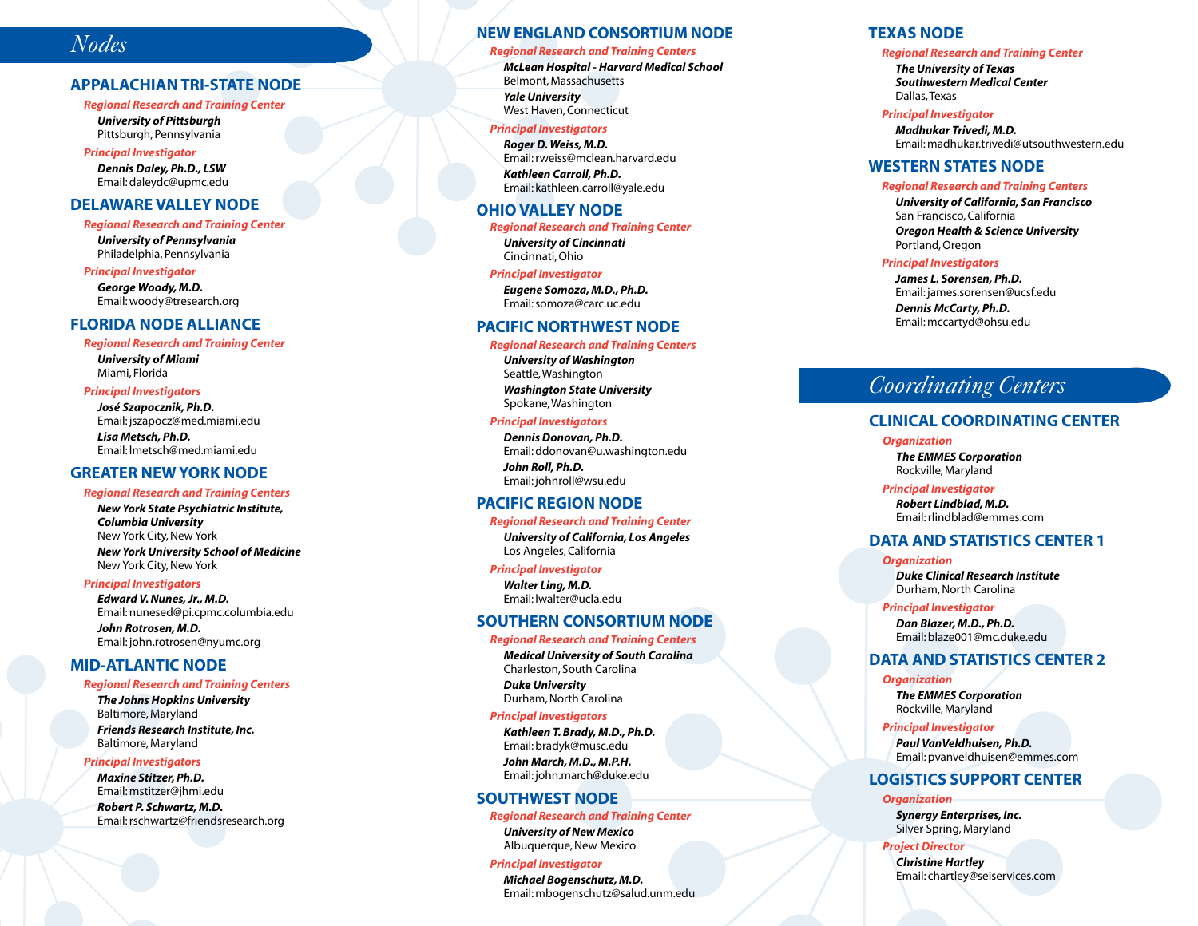# Nodes

## APPALACHIAN TRI-STATE NODE

*Regional Research and Training Center*

***University of Pittsburgh***
Pittsburgh, Pennsylvania

*Principal Investigator*

***Dennis Daley, Ph.D., LSW***
Email: daleydc@upmc.edu

## DELAWARE VALLEY NODE

*Regional Research and Training Center*

***University of Pennsylvania***
Philadelphia, Pennsylvania

*Principal Investigator*

***George Woody, M.D.***
Email: woody@tresearch.org

## FLORIDA NODE ALLIANCE

*Regional Research and Training Center*

***University of Miami***
Miami, Florida

*Principal Investigators*

***José Szapocznik, Ph.D.***
Email: jszapocz@med.miami.edu

***Lisa Metsch, Ph.D.***
Email: lmetsch@med.miami.edu

## GREATER NEW YORK NODE

*Regional Research and Training Centers*

***New York State Psychiatric Institute, Columbia University***
New York City, New York

***New York University School of Medicine***
New York City, New York

*Principal Investigators*

***Edward V. Nunes, Jr., M.D.***
Email: nunesed@pi.cpmc.columbia.edu

***John Rotrosen, M.D.***
Email: john.rotrosen@nyumc.org

## MID-ATLANTIC NODE

*Regional Research and Training Centers*

***The Johns Hopkins University***
Baltimore, Maryland

***Friends Research Institute, Inc.***
Baltimore, Maryland

*Principal Investigators*

***Maxine Stitzer, Ph.D.***
Email: mstitzer@jhmi.edu

***Robert P. Schwartz, M.D.***
Email: rschwartz@friendsresearch.org

## NEW ENGLAND CONSORTIUM NODE

*Regional Research and Training Centers*

***McLean Hospital - Harvard Medical School***
Belmont, Massachusetts

***Yale University***
West Haven, Connecticut

*Principal Investigators*

***Roger D. Weiss, M.D.***
Email: rweiss@mclean.harvard.edu

***Kathleen Carroll, Ph.D.***
Email: kathleen.carroll@yale.edu

## OHIO VALLEY NODE

*Regional Research and Training Center*

***University of Cincinnati***
Cincinnati, Ohio

*Principal Investigator*

***Eugene Somoza, M.D., Ph.D.***
Email: somoza@carc.uc.edu

## PACIFIC NORTHWEST NODE

*Regional Research and Training Centers*

***University of Washington***
Seattle, Washington

***Washington State University***
Spokane, Washington

*Principal Investigators*

***Dennis Donovan, Ph.D.***
Email: ddonovan@u.washington.edu

***John Roll, Ph.D.***
Email: johnroll@wsu.edu

## PACIFIC REGION NODE

*Regional Research and Training Center*

***University of California, Los Angeles***
Los Angeles, California

*Principal Investigator*

***Walter Ling, M.D.***
Email: lwalter@ucla.edu

## SOUTHERN CONSORTIUM NODE

*Regional Research and Training Centers*

***Medical University of South Carolina***
Charleston, South Carolina

***Duke University***
Durham, North Carolina

*Principal Investigators*

***Kathleen T. Brady, M.D., Ph.D.***
Email: bradyk@musc.edu

***John March, M.D., M.P.H.***
Email: john.march@duke.edu

## SOUTHWEST NODE

*Regional Research and Training Center*

***University of New Mexico***
Albuquerque, New Mexico

*Principal Investigator*

***Michael Bogenschutz, M.D.***
Email: mbogenschutz@salud.unm.edu

## TEXAS NODE

*Regional Research and Training Center*

***The University of Texas Southwestern Medical Center***
Dallas, Texas

*Principal Investigator*

***Madhukar Trivedi, M.D.***
Email: madhukar.trivedi@utsouthwestern.edu

## WESTERN STATES NODE

*Regional Research and Training Centers*

***University of California, San Francisco***
San Francisco, California

***Oregon Health & Science University***
Portland, Oregon

*Principal Investigators*

***James L. Sorensen, Ph.D.***
Email: james.sorensen@ucsf.edu

***Dennis McCarty, Ph.D.***
Email: mccartyd@ohsu.edu

# Coordinating Centers

## CLINICAL COORDINATING CENTER

*Organization*

***The EMMES Corporation***
Rockville, Maryland

*Principal Investigator*

***Robert Lindblad, M.D.***
Email: rlindblad@emmes.com

## DATA AND STATISTICS CENTER 1

*Organization*

***Duke Clinical Research Institute***
Durham, North Carolina

*Principal Investigator*

***Dan Blazer, M.D., Ph.D.***
Email: blaze001@mc.duke.edu

## DATA AND STATISTICS CENTER 2

*Organization*

***The EMMES Corporation***
Rockville, Maryland

*Principal Investigator*

***Paul VanVeldhuisen, Ph.D.***
Email: pvanveldhuisen@emmes.com

## LOGISTICS SUPPORT CENTER

*Organization*

***Synergy Enterprises, Inc.***
Silver Spring, Maryland

*Project Director*

***Christine Hartley***
Email: chartley@seiservices.com